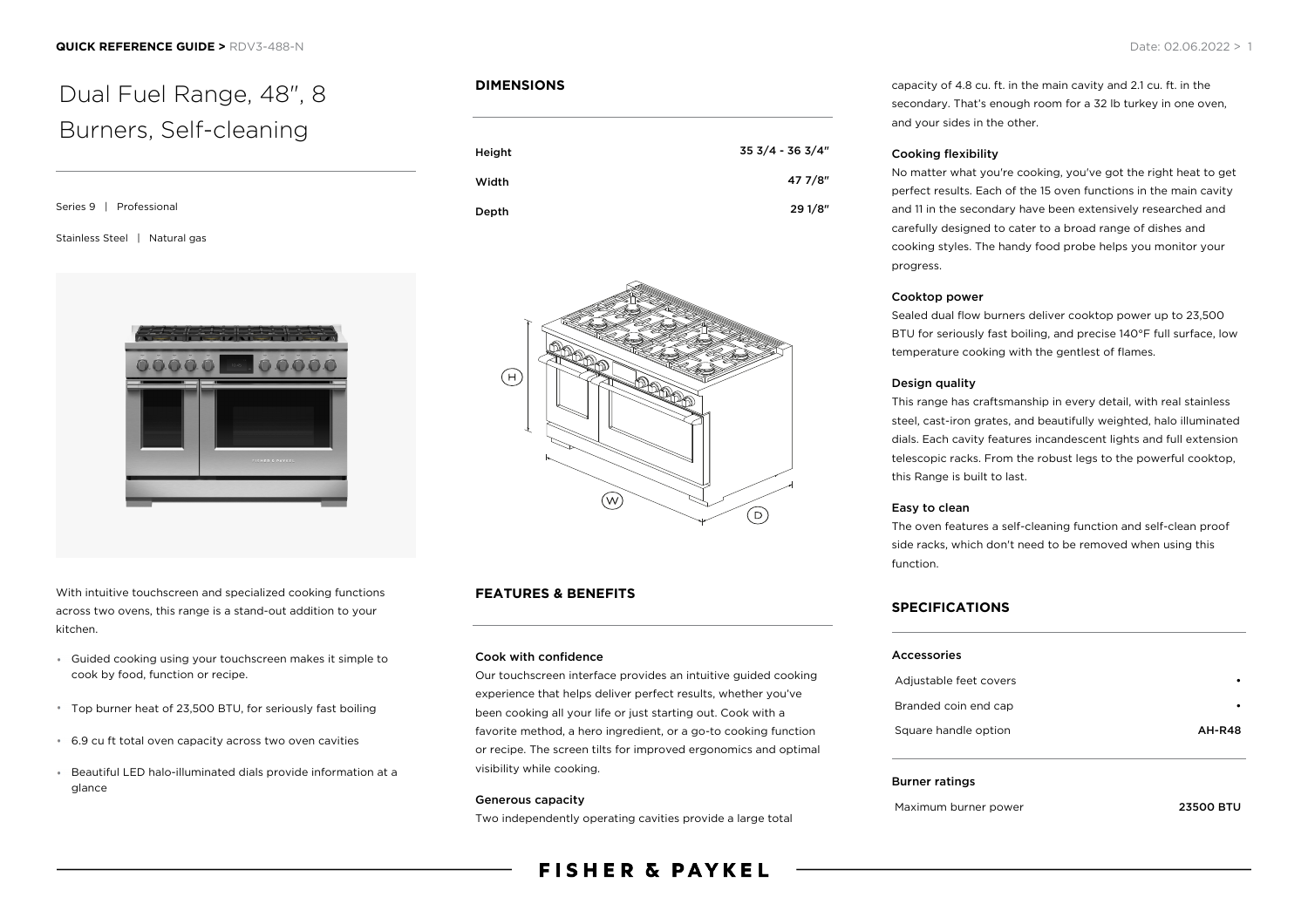# Dual Fuel Range, 48", 8 Burners, Self-cleaning

Series 9 | Professional

Stainless Steel | Natural gas

With intuitive touchscreen and specialized cooking functions across two ovens, this range is a stand-out addition to your kitchen.

- Guided cooking using your touchscreen makes it simple to cook by food, function or recipe.
- Top burner heat of 23,500 BTU, for seriously fast boiling
- 6.9 cu ft total oven capacity across two oven cavities
- Beautiful LED halo-illuminated dials provide information at a glance

## DIMENSIONS

| | |
|---|---|
| Height | 35 3/4 - 36 3/4" |
| Width | 47 7/8" |
| Depth | 29 1/8" |

## FEATURES & BENEFITS

### Cook with confidence

Our touchscreen interface provides an intuitive guided cooking experience that helps deliver perfect results, whether you've been cooking all your life or just starting out. Cook with a favorite method, a hero ingredient, or a go-to cooking function or recipe. The screen tilts for improved ergonomics and optimal visibility while cooking.

### Generous capacity

Two independently operating cavities provide a large total capacity of 4.8 cu. ft. in the main cavity and 2.1 cu. ft. in the secondary. That's enough room for a 32 lb turkey in one oven, and your sides in the other.

### Cooking flexibility

No matter what you're cooking, you've got the right heat to get perfect results. Each of the 15 oven functions in the main cavity and 11 in the secondary have been extensively researched and carefully designed to cater to a broad range of dishes and cooking styles. The handy food probe helps you monitor your progress.

### Cooktop power

Sealed dual flow burners deliver cooktop power up to 23,500 BTU for seriously fast boiling, and precise 140°F full surface, low temperature cooking with the gentlest of flames.

### Design quality

This range has craftsmanship in every detail, with real stainless steel, cast-iron grates, and beautifully weighted, halo illuminated dials. Each cavity features incandescent lights and full extension telescopic racks. From the robust legs to the powerful cooktop, this Range is built to last.

### Easy to clean

The oven features a self-cleaning function and self-clean proof side racks, which don't need to be removed when using this function.

## SPECIFICATIONS

### Accessories

| | |
|---|---|
| Adjustable feet covers | • |
| Branded coin end cap | • |
| Square handle option | AH-R48 |

### Burner ratings

| | |
|---|---|
| Maximum burner power | 23500 BTU |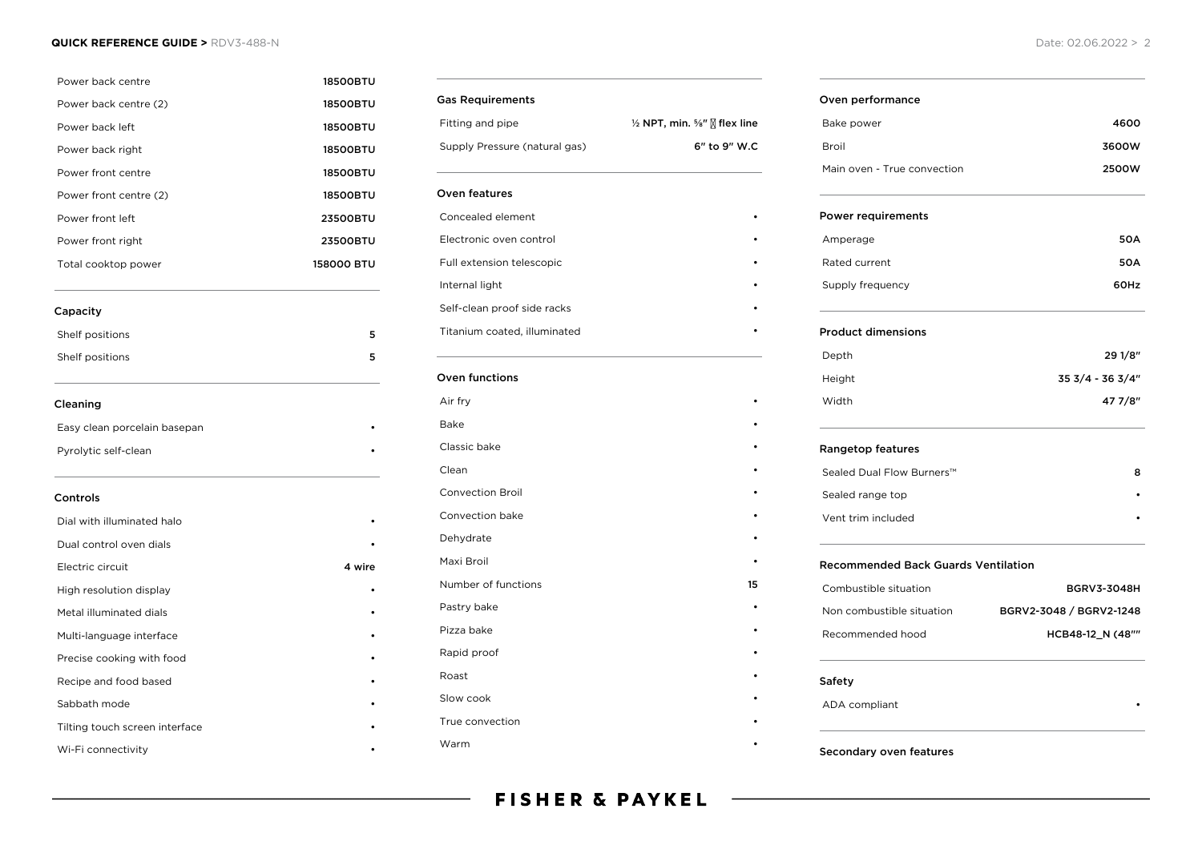| | |
|---|---|
| Power back centre | 18500BTU |
| Power back centre (2) | 18500BTU |
| Power back left | 18500BTU |
| Power back right | 18500BTU |
| Power front centre | 18500BTU |
| Power front centre (2) | 18500BTU |
| Power front left | 23500BTU |
| Power front right | 23500BTU |
| Total cooktop power | 158000 BTU |

### Capacity

| | |
|---|---|
| Shelf positions | 5 |
| Shelf positions | 5 |

### Cleaning

| | |
|---|---|
| Easy clean porcelain basepan | • |
| Pyrolytic self-clean | • |

### Controls

| | |
|---|---|
| Dial with illuminated halo | • |
| Dual control oven dials | • |
| Electric circuit | 4 wire |
| High resolution display | • |
| Metal illuminated dials | • |
| Multi-language interface | • |
| Precise cooking with food | • |
| Recipe and food based | • |
| Sabbath mode | • |
| Tilting touch screen interface | • |
| Wi-Fi connectivity | • |

### Gas Requirements

| | |
|---|---|
| Fitting and pipe | ½ NPT, min. ⅝" flex line |
| Supply Pressure (natural gas) | 6" to 9" W.C |

### Oven features

| | |
|---|---|
| Concealed element | • |
| Electronic oven control | • |
| Full extension telescopic | • |
| Internal light | • |
| Self-clean proof side racks | • |
| Titanium coated, illuminated | • |

### Oven functions

| | |
|---|---|
| Air fry | • |
| Bake | • |
| Classic bake | • |
| Clean | • |
| Convection Broil | • |
| Convection bake | • |
| Dehydrate | • |
| Maxi Broil | • |
| Number of functions | 15 |
| Pastry bake | • |
| Pizza bake | • |
| Rapid proof | • |
| Roast | • |
| Slow cook | • |
| True convection | • |
| Warm | • |

### Oven performance

| | |
|---|---|
| Bake power | 4600 |
| Broil | 3600W |
| Main oven - True convection | 2500W |

### Power requirements

| | |
|---|---|
| Amperage | 50A |
| Rated current | 50A |
| Supply frequency | 60Hz |

### Product dimensions

| | |
|---|---|
| Depth | 29 1/8" |
| Height | 35 3/4 - 36 3/4" |
| Width | 47 7/8" |

### Rangetop features

| | |
|---|---|
| Sealed Dual Flow Burners™ | 8 |
| Sealed range top | • |
| Vent trim included | • |

### Recommended Back Guards Ventilation

| | |
|---|---|
| Combustible situation | BGRV3-3048H |
| Non combustible situation | BGRV2-3048 / BGRV2-1248 |
| Recommended hood | HCB48-12_N (48"" |

### Safety

| | |
|---|---|
| ADA compliant | • |

### Secondary oven features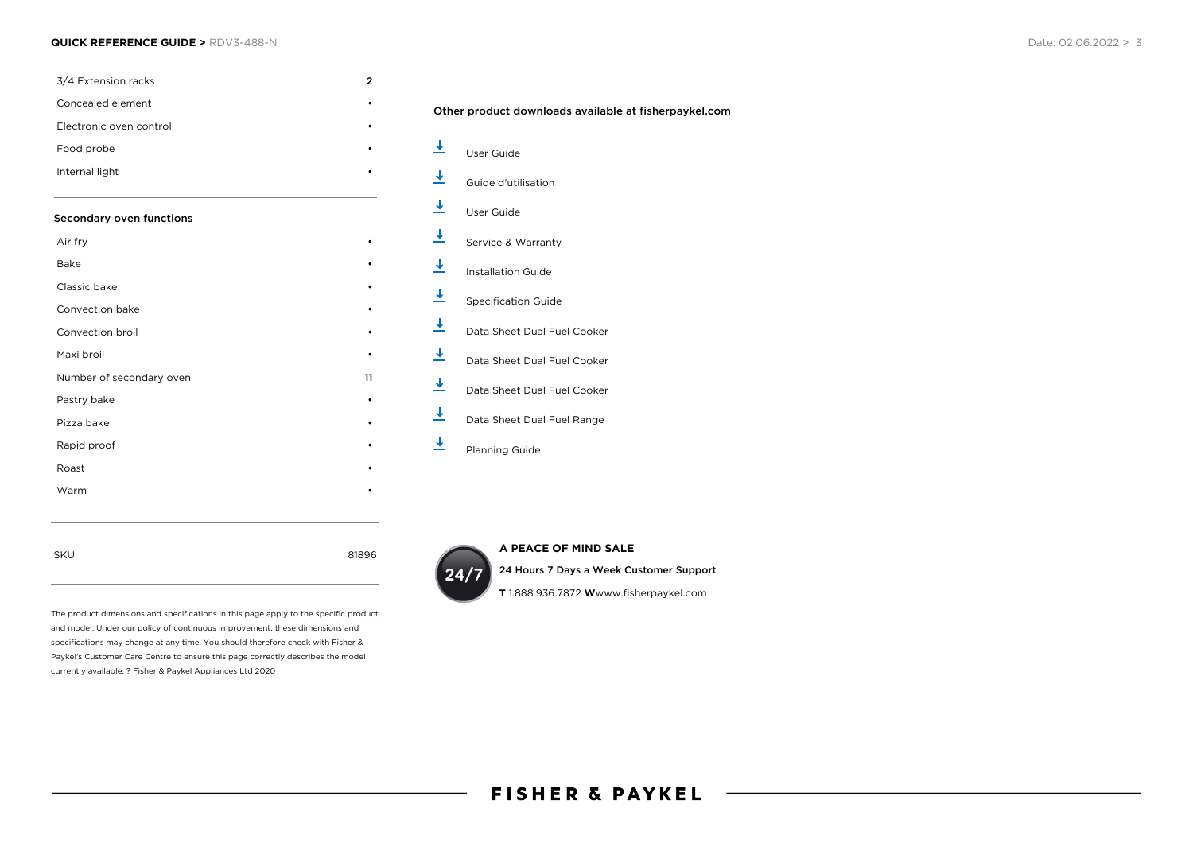| | |
|---|---|
| 3/4 Extension racks | 2 |
| Concealed element | • |
| Electronic oven control | • |
| Food probe | • |
| Internal light | • |

## Secondary oven functions

| | |
|---|---|
| Air fry | • |
| Bake | • |
| Classic bake | • |
| Convection bake | • |
| Convection broil | • |
| Maxi broil | • |
| Number of secondary oven | 11 |
| Pastry bake | • |
| Pizza bake | • |
| Rapid proof | • |
| Roast | • |
| Warm | • |

| | |
|---|---|
| SKU | 81896 |

The product dimensions and specifications in this page apply to the specific product and model. Under our policy of continuous improvement, these dimensions and specifications may change at any time. You should therefore check with Fisher & Paykel's Customer Care Centre to ensure this page correctly describes the model currently available. ? Fisher & Paykel Appliances Ltd 2020

### Other product downloads available at fisherpaykel.com

- User Guide
- Guide d'utilisation
- User Guide
- Service & Warranty
- Installation Guide
- Specification Guide
- Data Sheet Dual Fuel Cooker
- Data Sheet Dual Fuel Cooker
- Data Sheet Dual Fuel Cooker
- Data Sheet Dual Fuel Range
- Planning Guide

24/7

**A PEACE OF MIND SALE**

24 Hours 7 Days a Week Customer Support

**T** 1.888.936.7872 **W**www.fisherpaykel.com

**FISHER & PAYKEL**